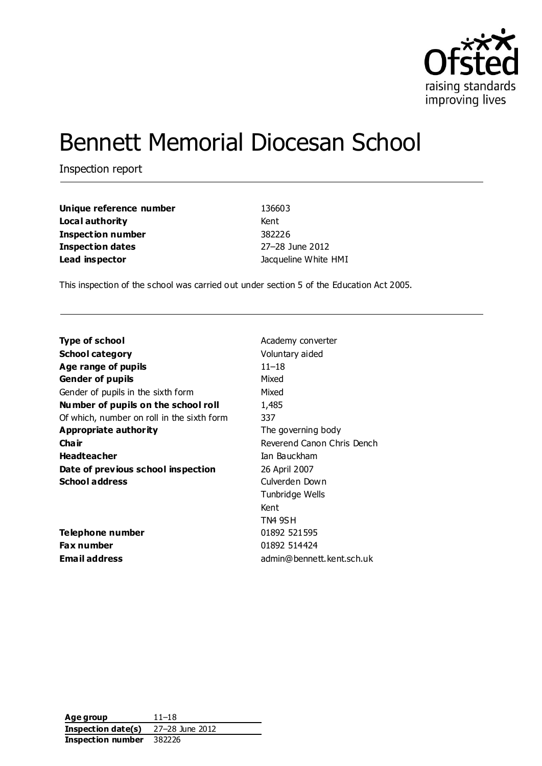# Bennett Memorial Diocesan School

Inspection report

| | |
|---|---|
| **Unique reference number** | 136603 |
| **Local authority** | Kent |
| **Inspection number** | 382226 |
| **Inspection dates** | 27–28 June 2012 |
| **Lead inspector** | Jacqueline White HMI |

This inspection of the school was carried out under section 5 of the Education Act 2005.

| | |
|---|---|
| **Type of school** | Academy converter |
| **School category** | Voluntary aided |
| **Age range of pupils** | 11–18 |
| **Gender of pupils** | Mixed |
| Gender of pupils in the sixth form | Mixed |
| **Number of pupils on the school roll** | 1,485 |
| Of which, number on roll in the sixth form | 337 |
| **Appropriate authority** | The governing body |
| **Chair** | Reverend Canon Chris Dench |
| **Headteacher** | Ian Bauckham |
| **Date of previous school inspection** | 26 April 2007 |
| **School address** | Culverden Down<br>Tunbridge Wells<br>Kent<br>TN4 9SH |
| **Telephone number** | 01892 521595 |
| **Fax number** | 01892 514424 |
| **Email address** | admin@bennett.kent.sch.uk |

| | |
|---|---|
| **Age group** | 11–18 |
| **Inspection date(s)** | 27–28 June 2012 |
| **Inspection number** | 382226 |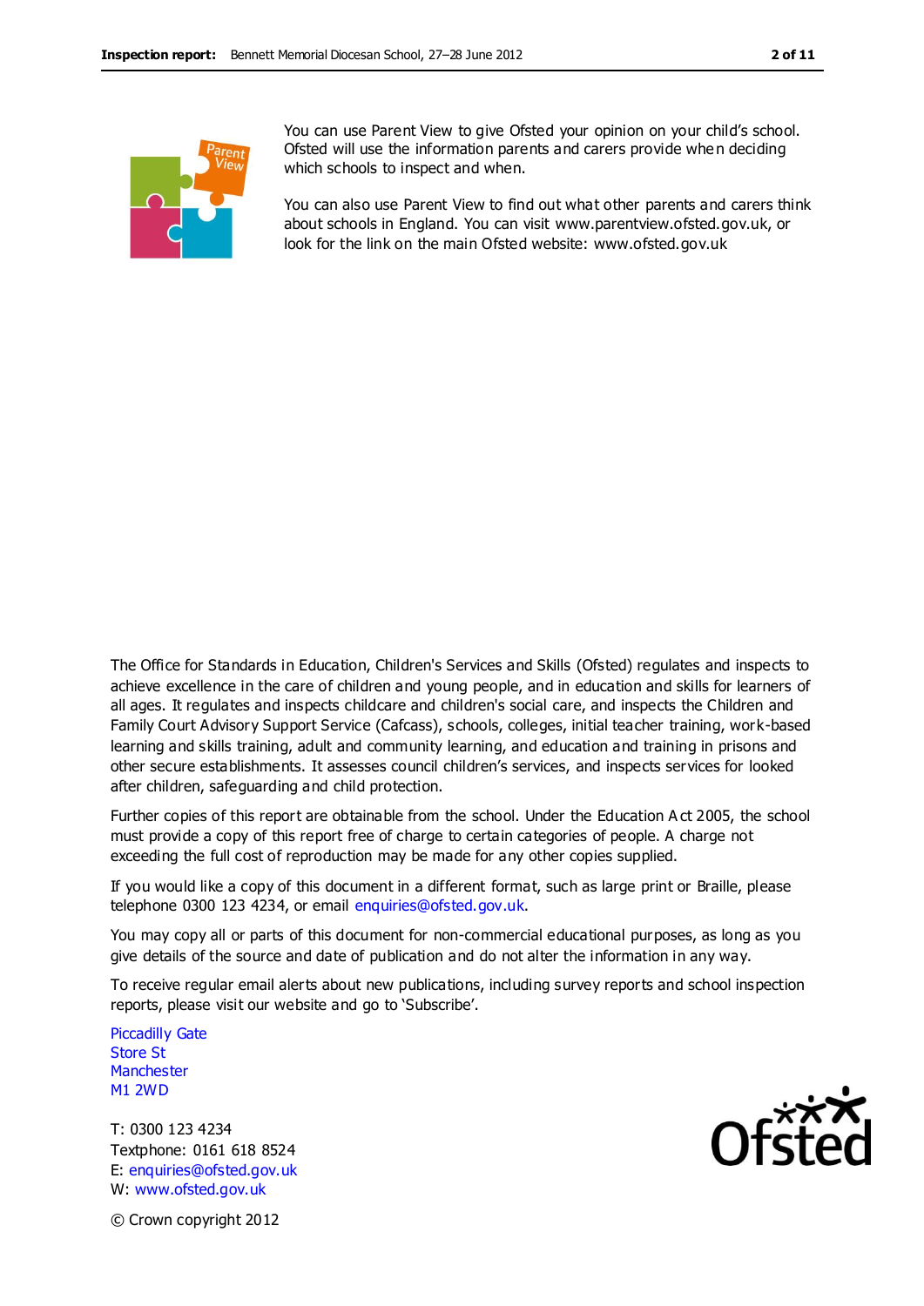You can use Parent View to give Ofsted your opinion on your child's school. Ofsted will use the information parents and carers provide when deciding which schools to inspect and when.

You can also use Parent View to find out what other parents and carers think about schools in England. You can visit www.parentview.ofsted.gov.uk, or look for the link on the main Ofsted website: www.ofsted.gov.uk

The Office for Standards in Education, Children's Services and Skills (Ofsted) regulates and inspects to achieve excellence in the care of children and young people, and in education and skills for learners of all ages. It regulates and inspects childcare and children's social care, and inspects the Children and Family Court Advisory Support Service (Cafcass), schools, colleges, initial teacher training, work-based learning and skills training, adult and community learning, and education and training in prisons and other secure establishments. It assesses council children's services, and inspects services for looked after children, safeguarding and child protection.

Further copies of this report are obtainable from the school. Under the Education Act 2005, the school must provide a copy of this report free of charge to certain categories of people. A charge not exceeding the full cost of reproduction may be made for any other copies supplied.

If you would like a copy of this document in a different format, such as large print or Braille, please telephone 0300 123 4234, or email enquiries@ofsted.gov.uk.

You may copy all or parts of this document for non-commercial educational purposes, as long as you give details of the source and date of publication and do not alter the information in any way.

To receive regular email alerts about new publications, including survey reports and school inspection reports, please visit our website and go to 'Subscribe'.

Piccadilly Gate
Store St
Manchester
M1 2WD

T: 0300 123 4234
Textphone: 0161 618 8524
E: enquiries@ofsted.gov.uk
W: www.ofsted.gov.uk

© Crown copyright 2012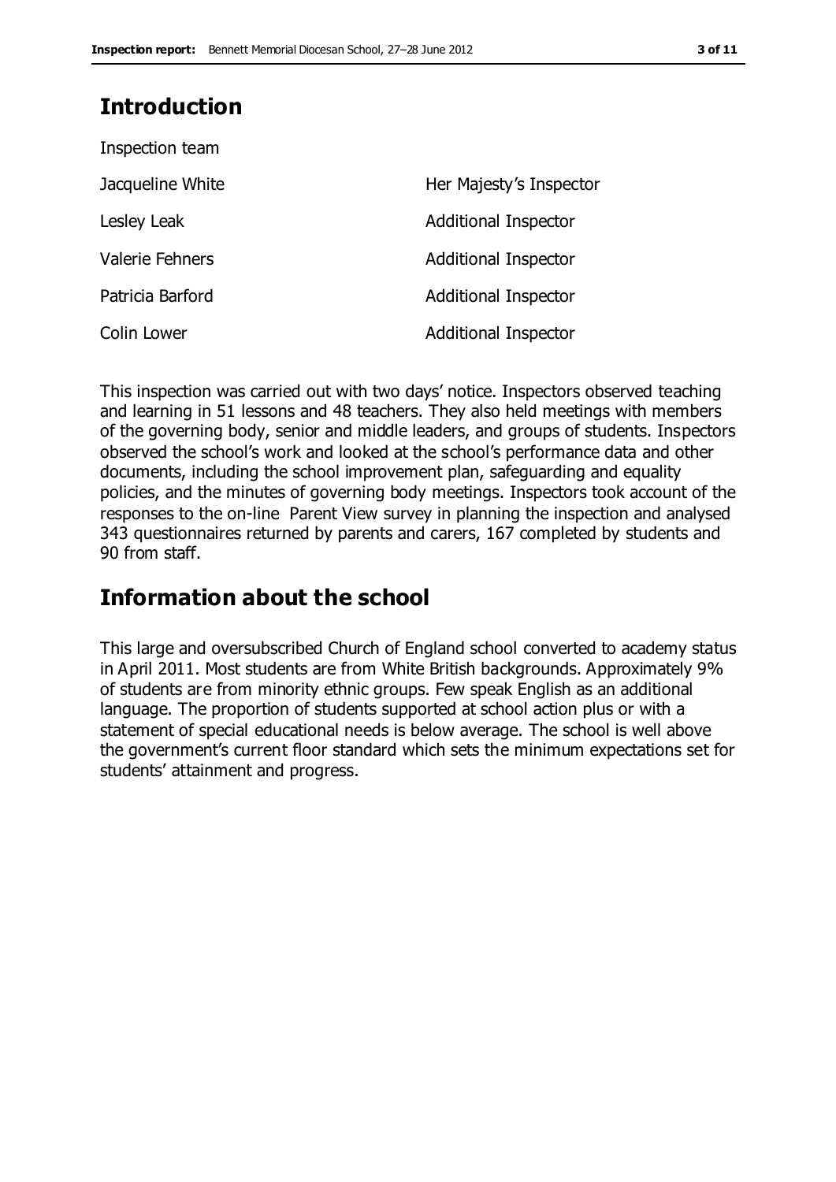## Introduction

Inspection team

| | |
|---|---|
| Jacqueline White | Her Majesty's Inspector |
| Lesley Leak | Additional Inspector |
| Valerie Fehners | Additional Inspector |
| Patricia Barford | Additional Inspector |
| Colin Lower | Additional Inspector |

This inspection was carried out with two days' notice. Inspectors observed teaching and learning in 51 lessons and 48 teachers. They also held meetings with members of the governing body, senior and middle leaders, and groups of students. Inspectors observed the school's work and looked at the school's performance data and other documents, including the school improvement plan, safeguarding and equality policies, and the minutes of governing body meetings. Inspectors took account of the responses to the on-line Parent View survey in planning the inspection and analysed 343 questionnaires returned by parents and carers, 167 completed by students and 90 from staff.

## Information about the school

This large and oversubscribed Church of England school converted to academy status in April 2011. Most students are from White British backgrounds. Approximately 9% of students are from minority ethnic groups. Few speak English as an additional language. The proportion of students supported at school action plus or with a statement of special educational needs is below average. The school is well above the government's current floor standard which sets the minimum expectations set for students' attainment and progress.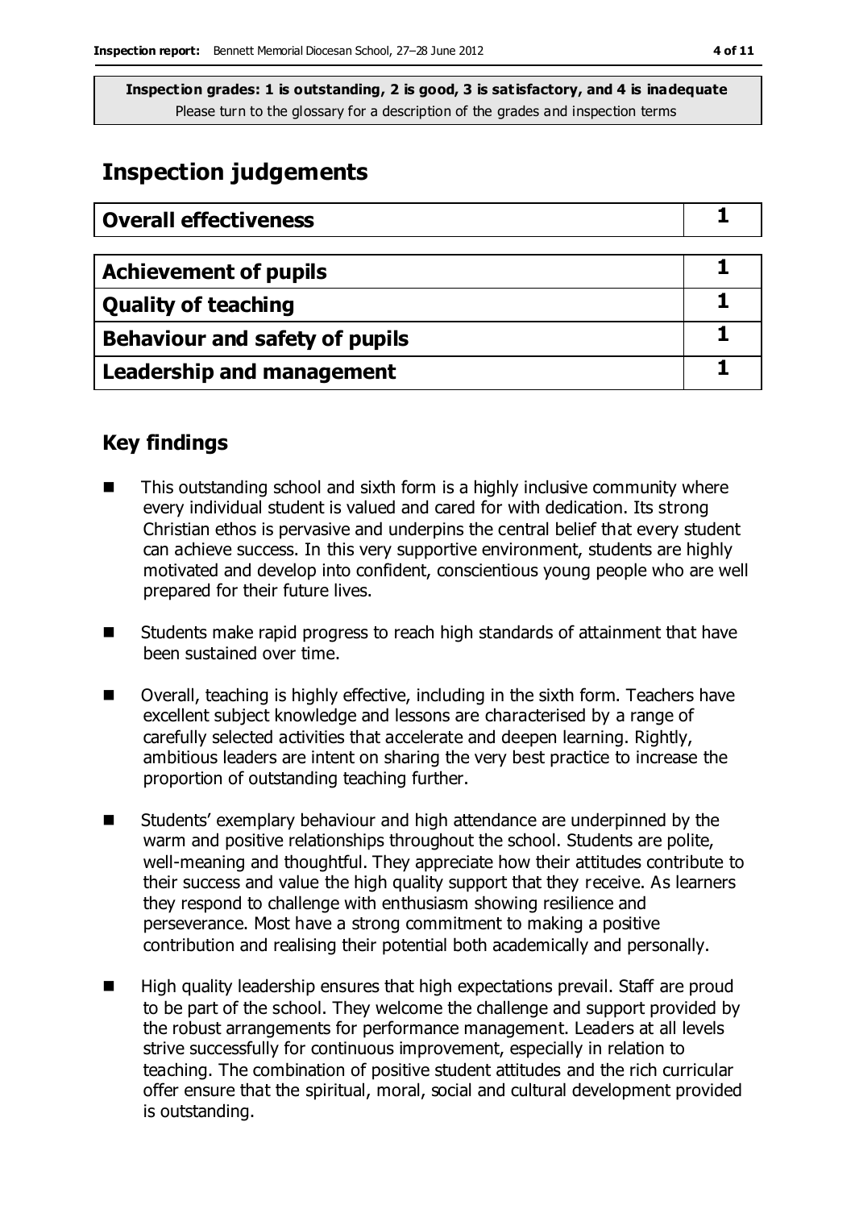**Inspection grades: 1 is outstanding, 2 is good, 3 is satisfactory, and 4 is inadequate**
Please turn to the glossary for a description of the grades and inspection terms

# Inspection judgements

| Overall effectiveness | 1 |
|---|---|

| Achievement of pupils | 1 |
|---|---|
| Quality of teaching | 1 |
| Behaviour and safety of pupils | 1 |
| Leadership and management | 1 |

## Key findings

- This outstanding school and sixth form is a highly inclusive community where every individual student is valued and cared for with dedication. Its strong Christian ethos is pervasive and underpins the central belief that every student can achieve success. In this very supportive environment, students are highly motivated and develop into confident, conscientious young people who are well prepared for their future lives.
- Students make rapid progress to reach high standards of attainment that have been sustained over time.
- Overall, teaching is highly effective, including in the sixth form. Teachers have excellent subject knowledge and lessons are characterised by a range of carefully selected activities that accelerate and deepen learning. Rightly, ambitious leaders are intent on sharing the very best practice to increase the proportion of outstanding teaching further.
- Students' exemplary behaviour and high attendance are underpinned by the warm and positive relationships throughout the school. Students are polite, well-meaning and thoughtful. They appreciate how their attitudes contribute to their success and value the high quality support that they receive. As learners they respond to challenge with enthusiasm showing resilience and perseverance. Most have a strong commitment to making a positive contribution and realising their potential both academically and personally.
- High quality leadership ensures that high expectations prevail. Staff are proud to be part of the school. They welcome the challenge and support provided by the robust arrangements for performance management. Leaders at all levels strive successfully for continuous improvement, especially in relation to teaching. The combination of positive student attitudes and the rich curricular offer ensure that the spiritual, moral, social and cultural development provided is outstanding.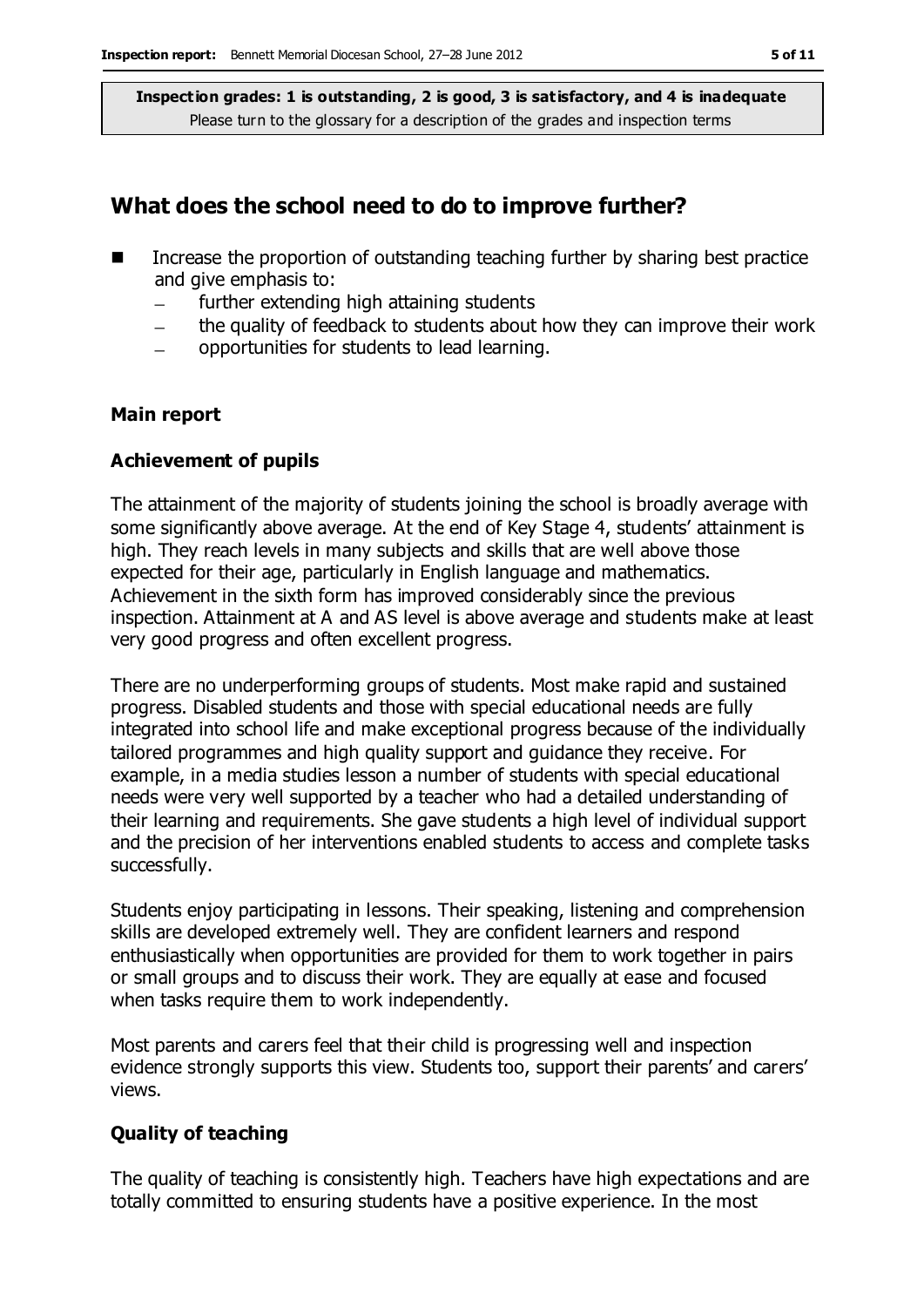**Inspection grades: 1 is outstanding, 2 is good, 3 is satisfactory, and 4 is inadequate**
Please turn to the glossary for a description of the grades and inspection terms

## What does the school need to do to improve further?

- Increase the proportion of outstanding teaching further by sharing best practice and give emphasis to:
  - further extending high attaining students
  - the quality of feedback to students about how they can improve their work
  - opportunities for students to lead learning.

### Main report

### Achievement of pupils

The attainment of the majority of students joining the school is broadly average with some significantly above average. At the end of Key Stage 4, students' attainment is high. They reach levels in many subjects and skills that are well above those expected for their age, particularly in English language and mathematics. Achievement in the sixth form has improved considerably since the previous inspection. Attainment at A and AS level is above average and students make at least very good progress and often excellent progress.

There are no underperforming groups of students. Most make rapid and sustained progress. Disabled students and those with special educational needs are fully integrated into school life and make exceptional progress because of the individually tailored programmes and high quality support and guidance they receive. For example, in a media studies lesson a number of students with special educational needs were very well supported by a teacher who had a detailed understanding of their learning and requirements. She gave students a high level of individual support and the precision of her interventions enabled students to access and complete tasks successfully.

Students enjoy participating in lessons. Their speaking, listening and comprehension skills are developed extremely well. They are confident learners and respond enthusiastically when opportunities are provided for them to work together in pairs or small groups and to discuss their work. They are equally at ease and focused when tasks require them to work independently.

Most parents and carers feel that their child is progressing well and inspection evidence strongly supports this view. Students too, support their parents' and carers' views.

### Quality of teaching

The quality of teaching is consistently high. Teachers have high expectations and are totally committed to ensuring students have a positive experience. In the most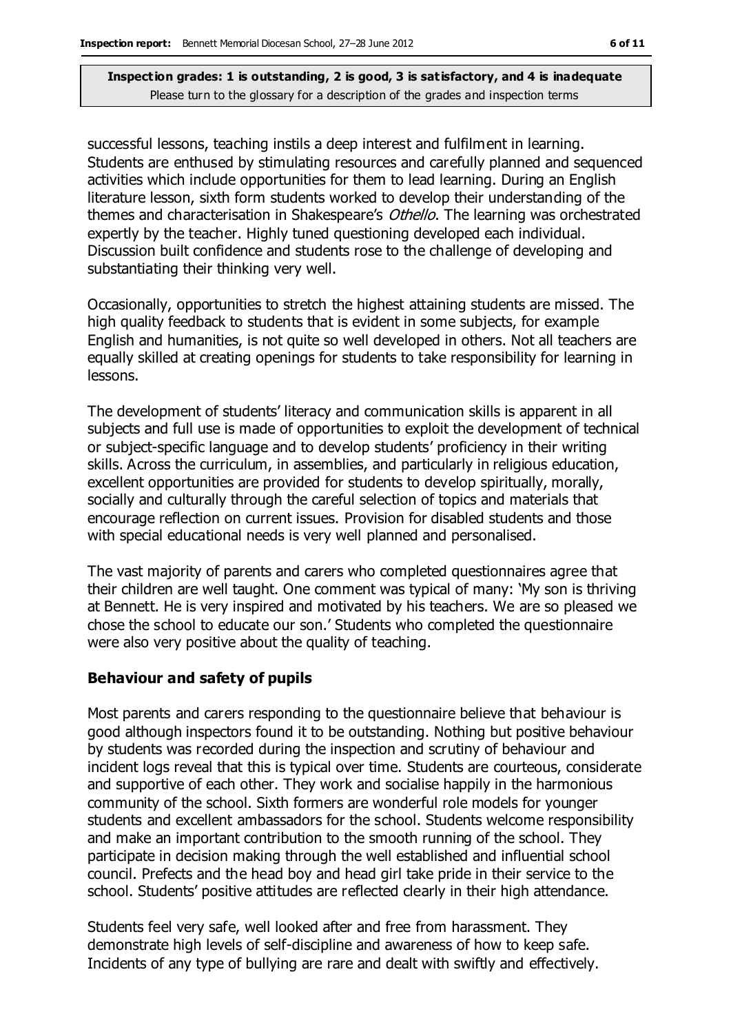successful lessons, teaching instils a deep interest and fulfilment in learning. Students are enthused by stimulating resources and carefully planned and sequenced activities which include opportunities for them to lead learning. During an English literature lesson, sixth form students worked to develop their understanding of the themes and characterisation in Shakespeare's *Othello*. The learning was orchestrated expertly by the teacher. Highly tuned questioning developed each individual. Discussion built confidence and students rose to the challenge of developing and substantiating their thinking very well.

Occasionally, opportunities to stretch the highest attaining students are missed. The high quality feedback to students that is evident in some subjects, for example English and humanities, is not quite so well developed in others. Not all teachers are equally skilled at creating openings for students to take responsibility for learning in lessons.

The development of students' literacy and communication skills is apparent in all subjects and full use is made of opportunities to exploit the development of technical or subject-specific language and to develop students' proficiency in their writing skills. Across the curriculum, in assemblies, and particularly in religious education, excellent opportunities are provided for students to develop spiritually, morally, socially and culturally through the careful selection of topics and materials that encourage reflection on current issues. Provision for disabled students and those with special educational needs is very well planned and personalised.

The vast majority of parents and carers who completed questionnaires agree that their children are well taught. One comment was typical of many: 'My son is thriving at Bennett. He is very inspired and motivated by his teachers. We are so pleased we chose the school to educate our son.' Students who completed the questionnaire were also very positive about the quality of teaching.

### Behaviour and safety of pupils

Most parents and carers responding to the questionnaire believe that behaviour is good although inspectors found it to be outstanding. Nothing but positive behaviour by students was recorded during the inspection and scrutiny of behaviour and incident logs reveal that this is typical over time. Students are courteous, considerate and supportive of each other. They work and socialise happily in the harmonious community of the school. Sixth formers are wonderful role models for younger students and excellent ambassadors for the school. Students welcome responsibility and make an important contribution to the smooth running of the school. They participate in decision making through the well established and influential school council. Prefects and the head boy and head girl take pride in their service to the school. Students' positive attitudes are reflected clearly in their high attendance.

Students feel very safe, well looked after and free from harassment. They demonstrate high levels of self-discipline and awareness of how to keep safe. Incidents of any type of bullying are rare and dealt with swiftly and effectively.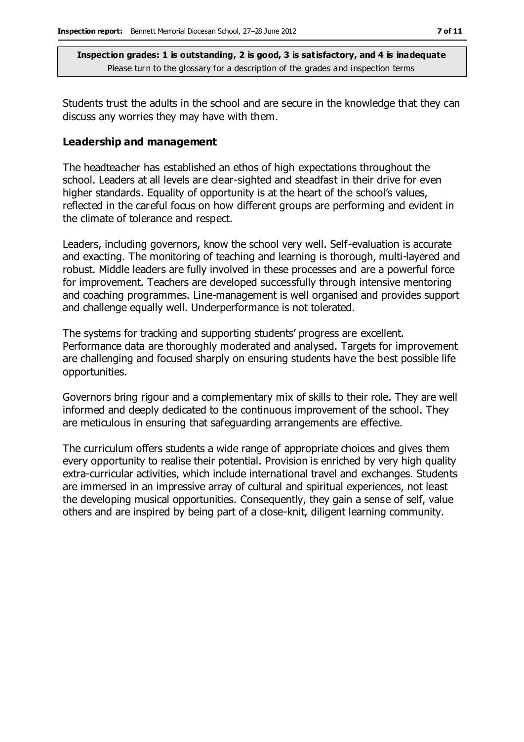Students trust the adults in the school and are secure in the knowledge that they can discuss any worries they may have with them.

### Leadership and management

The headteacher has established an ethos of high expectations throughout the school. Leaders at all levels are clear-sighted and steadfast in their drive for even higher standards. Equality of opportunity is at the heart of the school's values, reflected in the careful focus on how different groups are performing and evident in the climate of tolerance and respect.

Leaders, including governors, know the school very well. Self-evaluation is accurate and exacting. The monitoring of teaching and learning is thorough, multi-layered and robust. Middle leaders are fully involved in these processes and are a powerful force for improvement. Teachers are developed successfully through intensive mentoring and coaching programmes. Line-management is well organised and provides support and challenge equally well. Underperformance is not tolerated.

The systems for tracking and supporting students' progress are excellent. Performance data are thoroughly moderated and analysed. Targets for improvement are challenging and focused sharply on ensuring students have the best possible life opportunities.

Governors bring rigour and a complementary mix of skills to their role. They are well informed and deeply dedicated to the continuous improvement of the school. They are meticulous in ensuring that safeguarding arrangements are effective.

The curriculum offers students a wide range of appropriate choices and gives them every opportunity to realise their potential. Provision is enriched by very high quality extra-curricular activities, which include international travel and exchanges. Students are immersed in an impressive array of cultural and spiritual experiences, not least the developing musical opportunities. Consequently, they gain a sense of self, value others and are inspired by being part of a close-knit, diligent learning community.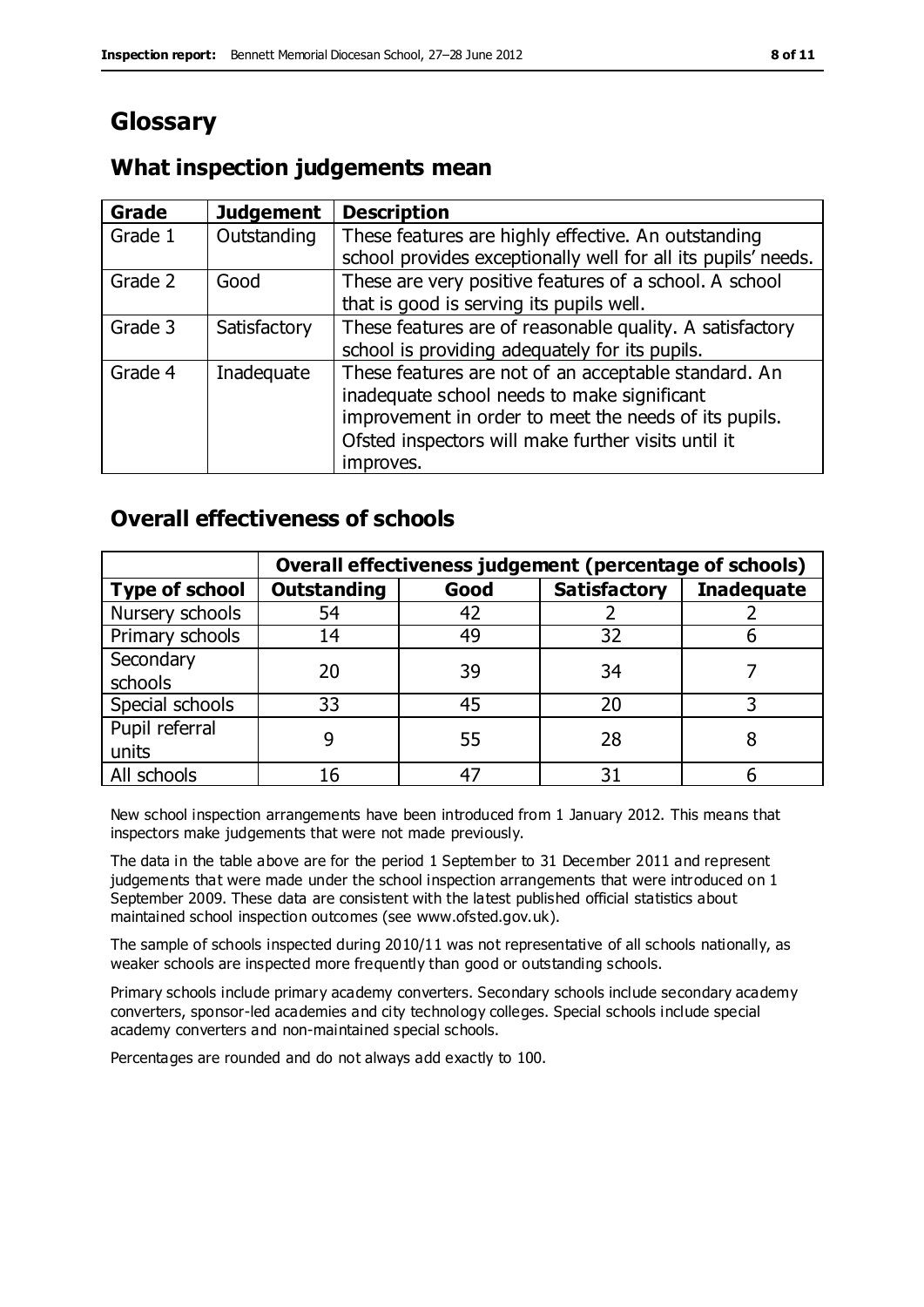# Glossary

## What inspection judgements mean

| Grade | Judgement | Description |
|---|---|---|
| Grade 1 | Outstanding | These features are highly effective. An outstanding school provides exceptionally well for all its pupils' needs. |
| Grade 2 | Good | These are very positive features of a school. A school that is good is serving its pupils well. |
| Grade 3 | Satisfactory | These features are of reasonable quality. A satisfactory school is providing adequately for its pupils. |
| Grade 4 | Inadequate | These features are not of an acceptable standard. An inadequate school needs to make significant improvement in order to meet the needs of its pupils. Ofsted inspectors will make further visits until it improves. |

## Overall effectiveness of schools

| | Overall effectiveness judgement (percentage of schools) | | | |
|---|---|---|---|---|
| **Type of school** | **Outstanding** | **Good** | **Satisfactory** | **Inadequate** |
| Nursery schools | 54 | 42 | 2 | 2 |
| Primary schools | 14 | 49 | 32 | 6 |
| Secondary schools | 20 | 39 | 34 | 7 |
| Special schools | 33 | 45 | 20 | 3 |
| Pupil referral units | 9 | 55 | 28 | 8 |
| All schools | 16 | 47 | 31 | 6 |

New school inspection arrangements have been introduced from 1 January 2012. This means that inspectors make judgements that were not made previously.

The data in the table above are for the period 1 September to 31 December 2011 and represent judgements that were made under the school inspection arrangements that were introduced on 1 September 2009. These data are consistent with the latest published official statistics about maintained school inspection outcomes (see www.ofsted.gov.uk).

The sample of schools inspected during 2010/11 was not representative of all schools nationally, as weaker schools are inspected more frequently than good or outstanding schools.

Primary schools include primary academy converters. Secondary schools include secondary academy converters, sponsor-led academies and city technology colleges. Special schools include special academy converters and non-maintained special schools.

Percentages are rounded and do not always add exactly to 100.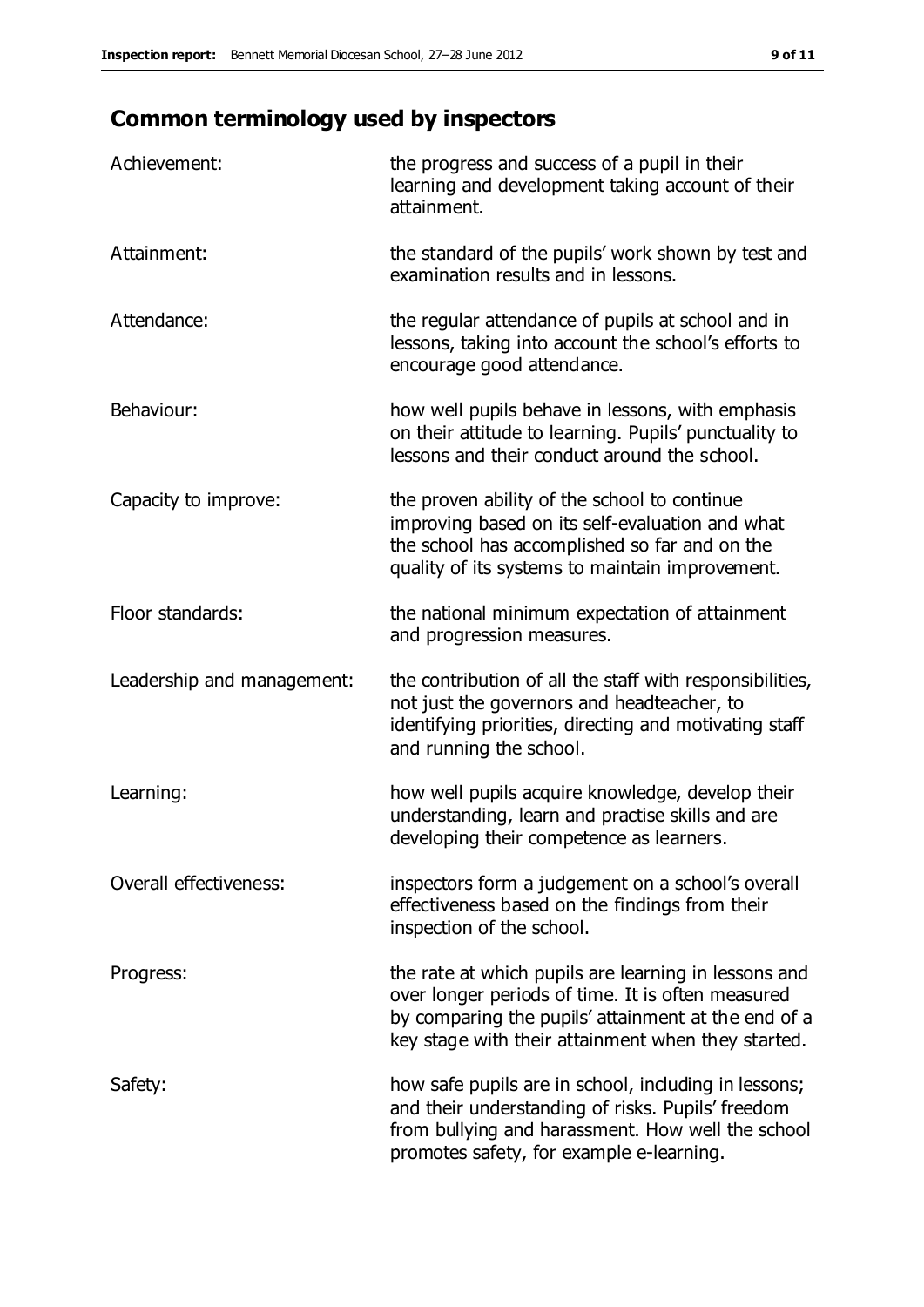## Common terminology used by inspectors

| | |
|---|---|
| Achievement: | the progress and success of a pupil in their learning and development taking account of their attainment. |
| Attainment: | the standard of the pupils' work shown by test and examination results and in lessons. |
| Attendance: | the regular attendance of pupils at school and in lessons, taking into account the school's efforts to encourage good attendance. |
| Behaviour: | how well pupils behave in lessons, with emphasis on their attitude to learning. Pupils' punctuality to lessons and their conduct around the school. |
| Capacity to improve: | the proven ability of the school to continue improving based on its self-evaluation and what the school has accomplished so far and on the quality of its systems to maintain improvement. |
| Floor standards: | the national minimum expectation of attainment and progression measures. |
| Leadership and management: | the contribution of all the staff with responsibilities, not just the governors and headteacher, to identifying priorities, directing and motivating staff and running the school. |
| Learning: | how well pupils acquire knowledge, develop their understanding, learn and practise skills and are developing their competence as learners. |
| Overall effectiveness: | inspectors form a judgement on a school's overall effectiveness based on the findings from their inspection of the school. |
| Progress: | the rate at which pupils are learning in lessons and over longer periods of time. It is often measured by comparing the pupils' attainment at the end of a key stage with their attainment when they started. |
| Safety: | how safe pupils are in school, including in lessons; and their understanding of risks. Pupils' freedom from bullying and harassment. How well the school promotes safety, for example e-learning. |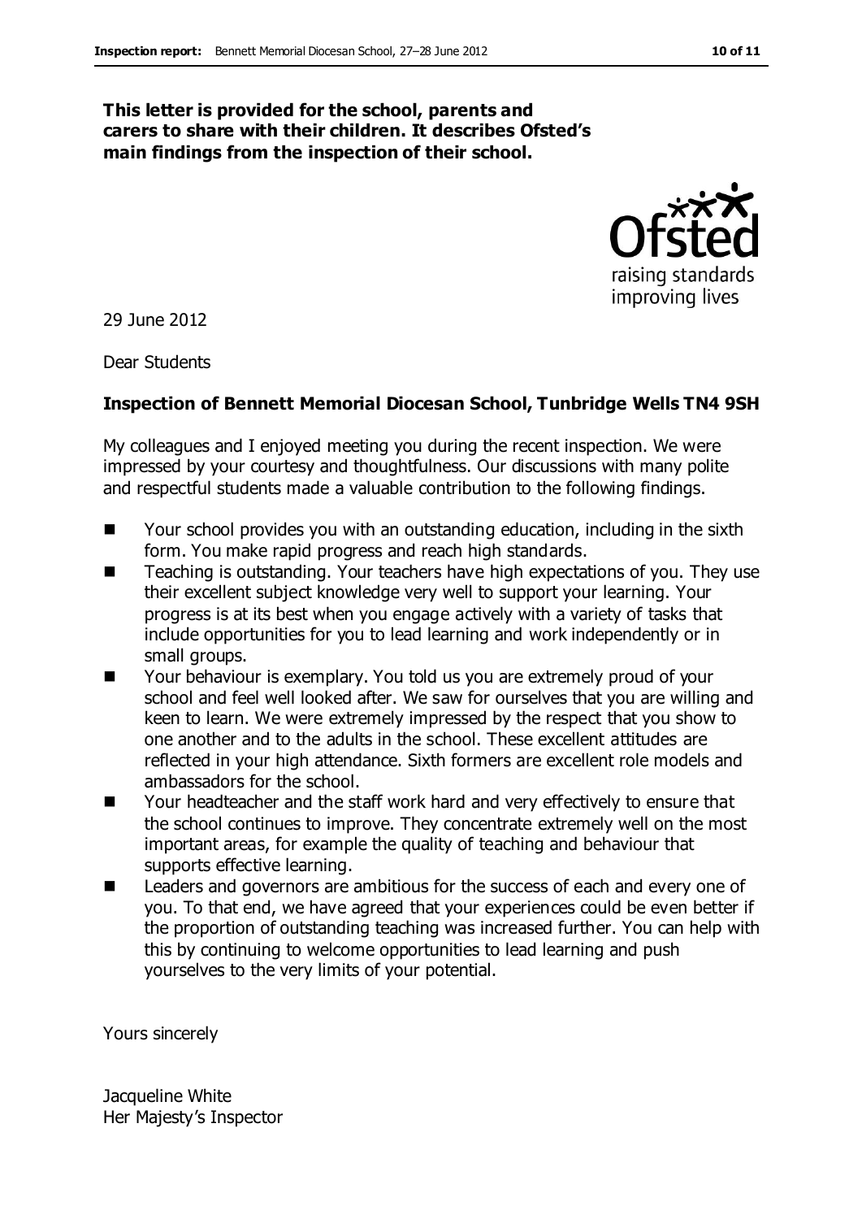**This letter is provided for the school, parents and carers to share with their children. It describes Ofsted's main findings from the inspection of their school.**

29 June 2012

Dear Students

**Inspection of Bennett Memorial Diocesan School, Tunbridge Wells TN4 9SH**

My colleagues and I enjoyed meeting you during the recent inspection. We were impressed by your courtesy and thoughtfulness. Our discussions with many polite and respectful students made a valuable contribution to the following findings.

- Your school provides you with an outstanding education, including in the sixth form. You make rapid progress and reach high standards.
- Teaching is outstanding. Your teachers have high expectations of you. They use their excellent subject knowledge very well to support your learning. Your progress is at its best when you engage actively with a variety of tasks that include opportunities for you to lead learning and work independently or in small groups.
- Your behaviour is exemplary. You told us you are extremely proud of your school and feel well looked after. We saw for ourselves that you are willing and keen to learn. We were extremely impressed by the respect that you show to one another and to the adults in the school. These excellent attitudes are reflected in your high attendance. Sixth formers are excellent role models and ambassadors for the school.
- Your headteacher and the staff work hard and very effectively to ensure that the school continues to improve. They concentrate extremely well on the most important areas, for example the quality of teaching and behaviour that supports effective learning.
- Leaders and governors are ambitious for the success of each and every one of you. To that end, we have agreed that your experiences could be even better if the proportion of outstanding teaching was increased further. You can help with this by continuing to welcome opportunities to lead learning and push yourselves to the very limits of your potential.

Yours sincerely

Jacqueline White
Her Majesty's Inspector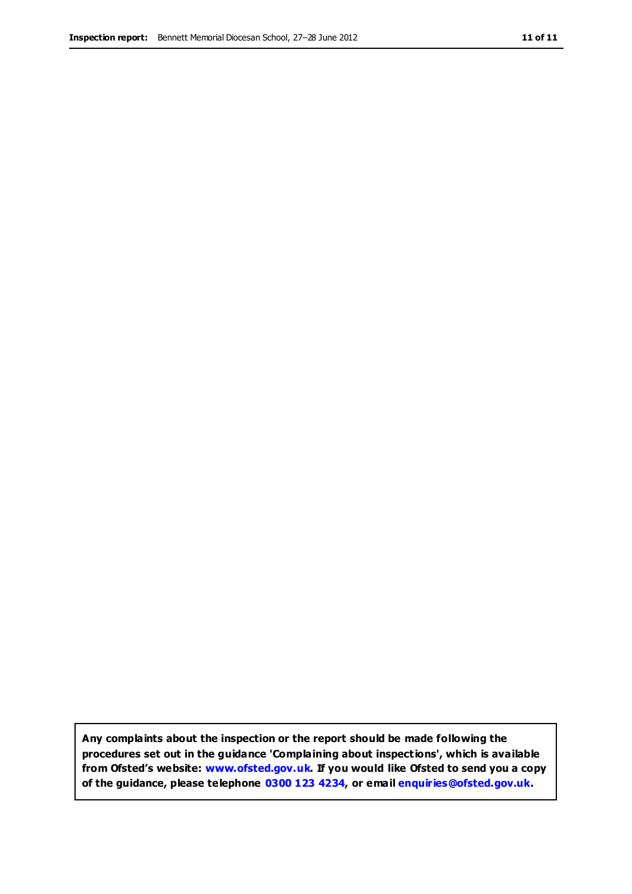**Any complaints about the inspection or the report should be made following the procedures set out in the guidance 'Complaining about inspections', which is available from Ofsted's website: www.ofsted.gov.uk. If you would like Ofsted to send you a copy of the guidance, please telephone 0300 123 4234, or email enquiries@ofsted.gov.uk.**